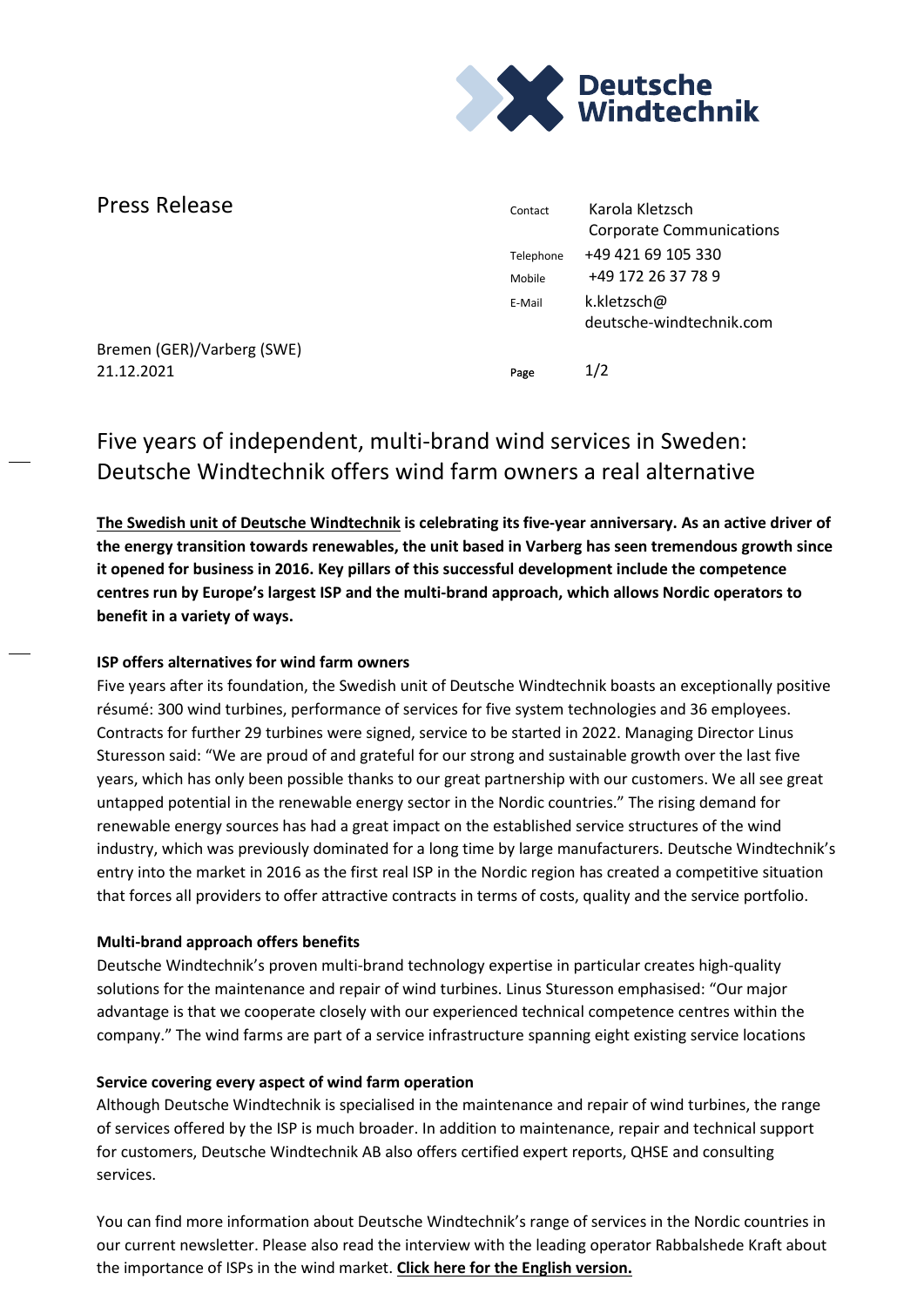Deutsche Windtechnik

Press Release

| Contact | Karola Kletzsch<br>Corporate Communications |
| --- | --- |
| Telephone | +49 421 69 105 330 |
| Mobile | +49 172 26 37 78 9 |
| E-Mail | k.kletzsch@<br>deutsche-windtechnik.com |

Bremen (GER)/Varberg (SWE)
21.12.2021

# Five years of independent, multi-brand wind services in Sweden: Deutsche Windtechnik offers wind farm owners a real alternative

**The Swedish unit of Deutsche Windtechnik is celebrating its five-year anniversary. As an active driver of the energy transition towards renewables, the unit based in Varberg has seen tremendous growth since it opened for business in 2016. Key pillars of this successful development include the competence centres run by Europe's largest ISP and the multi-brand approach, which allows Nordic operators to benefit in a variety of ways.**

**ISP offers alternatives for wind farm owners**

Five years after its foundation, the Swedish unit of Deutsche Windtechnik boasts an exceptionally positive résumé: 300 wind turbines, performance of services for five system technologies and 36 employees. Contracts for further 29 turbines were signed, service to be started in 2022. Managing Director Linus Sturesson said: "We are proud of and grateful for our strong and sustainable growth over the last five years, which has only been possible thanks to our great partnership with our customers. We all see great untapped potential in the renewable energy sector in the Nordic countries." The rising demand for renewable energy sources has had a great impact on the established service structures of the wind industry, which was previously dominated for a long time by large manufacturers. Deutsche Windtechnik's entry into the market in 2016 as the first real ISP in the Nordic region has created a competitive situation that forces all providers to offer attractive contracts in terms of costs, quality and the service portfolio.

**Multi-brand approach offers benefits**

Deutsche Windtechnik's proven multi-brand technology expertise in particular creates high-quality solutions for the maintenance and repair of wind turbines. Linus Sturesson emphasised: "Our major advantage is that we cooperate closely with our experienced technical competence centres within the company." The wind farms are part of a service infrastructure spanning eight existing service locations

**Service covering every aspect of wind farm operation**

Although Deutsche Windtechnik is specialised in the maintenance and repair of wind turbines, the range of services offered by the ISP is much broader. In addition to maintenance, repair and technical support for customers, Deutsche Windtechnik AB also offers certified expert reports, QHSE and consulting services.

You can find more information about Deutsche Windtechnik's range of services in the Nordic countries in our current newsletter. Please also read the interview with the leading operator Rabbalshede Kraft about the importance of ISPs in the wind market. **Click here for the English version.**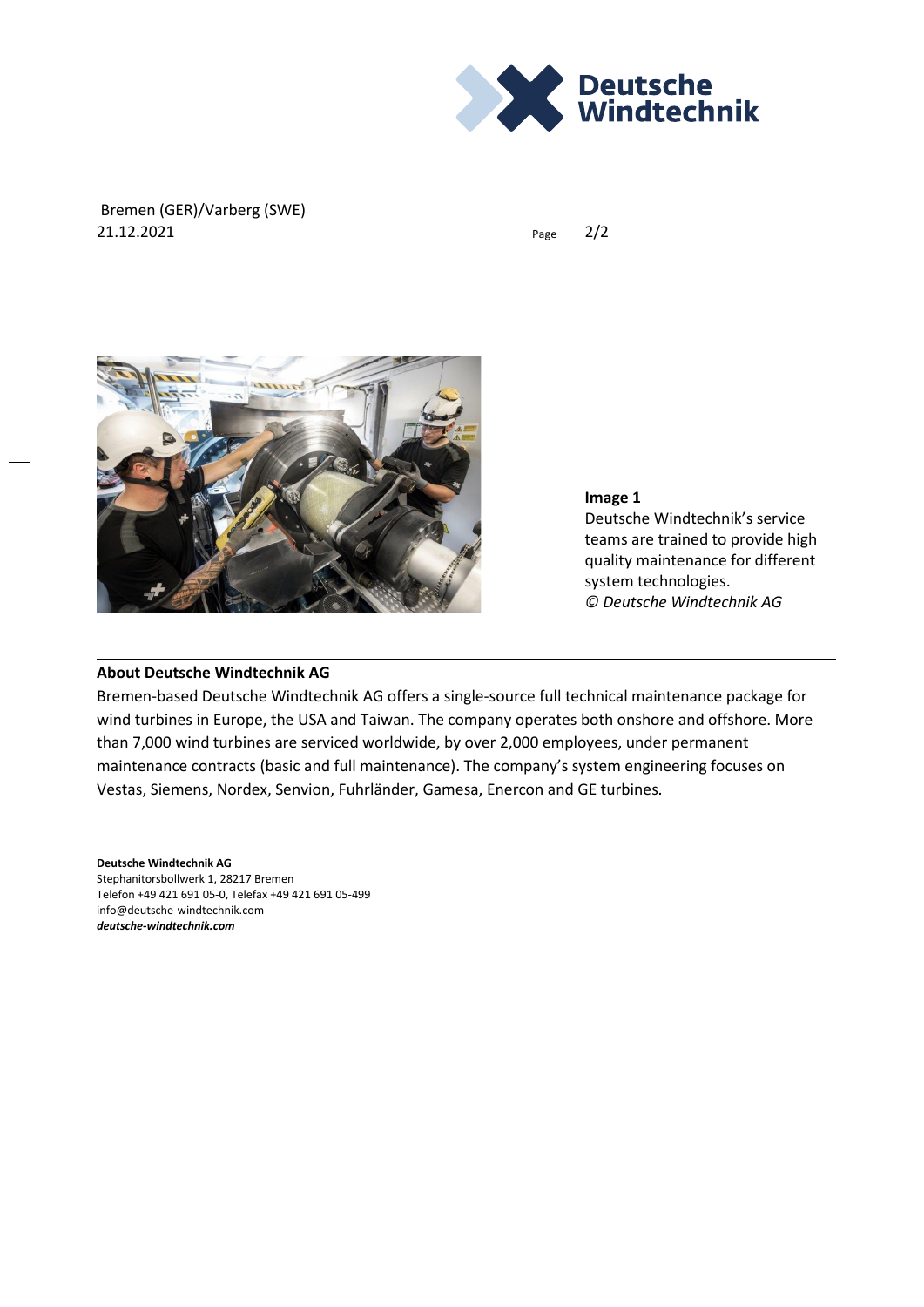Bremen (GER)/Varberg (SWE)
21.12.2021

**Image 1**
Deutsche Windtechnik's service teams are trained to provide high quality maintenance for different system technologies.
*© Deutsche Windtechnik AG*

**About Deutsche Windtechnik AG**

Bremen-based Deutsche Windtechnik AG offers a single-source full technical maintenance package for wind turbines in Europe, the USA and Taiwan. The company operates both onshore and offshore. More than 7,000 wind turbines are serviced worldwide, by over 2,000 employees, under permanent maintenance contracts (basic and full maintenance). The company's system engineering focuses on Vestas, Siemens, Nordex, Senvion, Fuhrländer, Gamesa, Enercon and GE turbines.

**Deutsche Windtechnik AG**
Stephanitorsbollwerk 1, 28217 Bremen
Telefon +49 421 691 05-0, Telefax +49 421 691 05-499
info@deutsche-windtechnik.com
***deutsche-windtechnik.com***